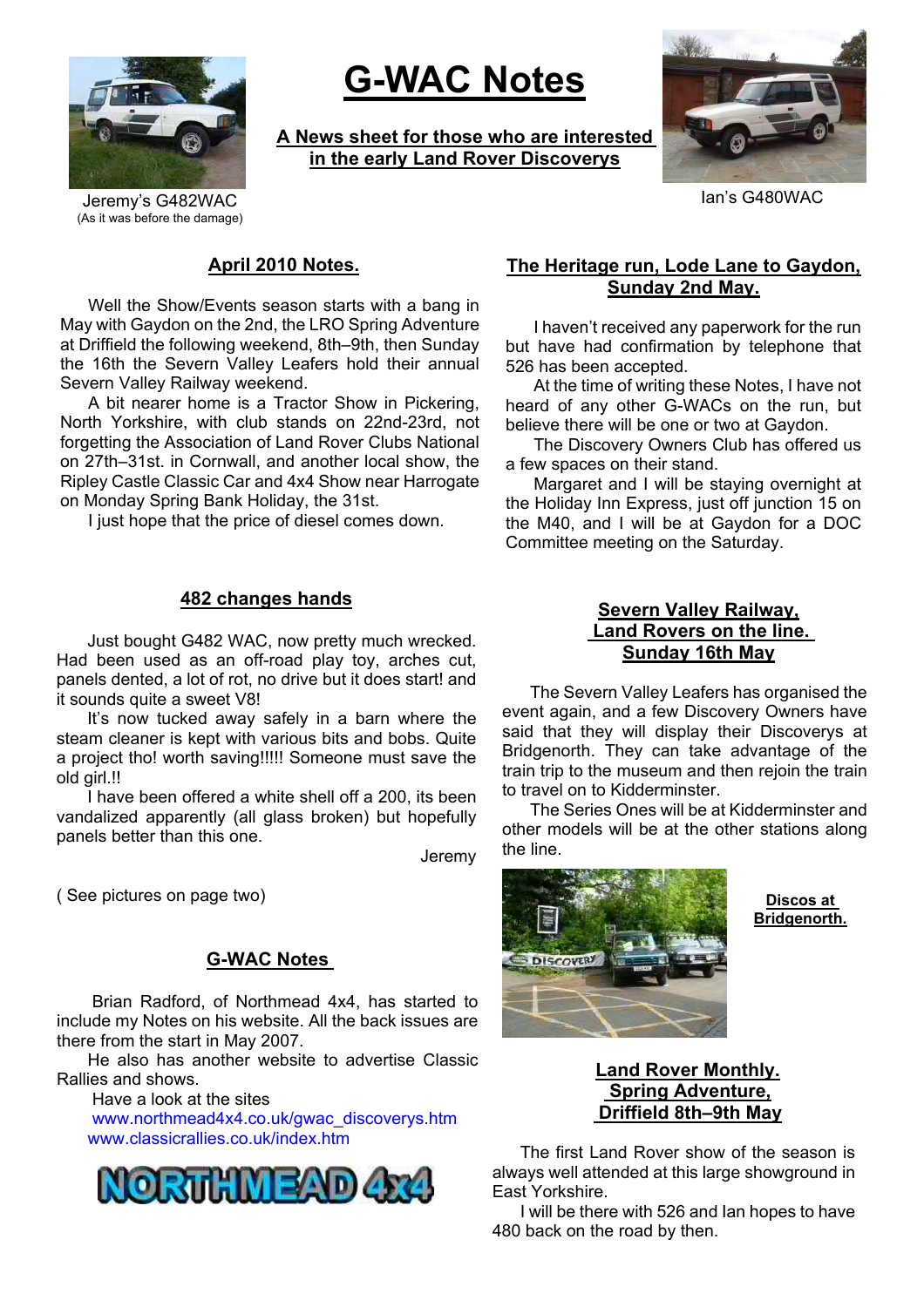# G-WAC Notes

**A News sheet for those who are interested in the early Land Rover Discoverys**

Jeremy's G482WAC
(As it was before the damage)

Ian's G480WAC

## April 2010 Notes.

Well the Show/Events season starts with a bang in May with Gaydon on the 2nd, the LRO Spring Adventure at Driffield the following weekend, 8th–9th, then Sunday the 16th the Severn Valley Leafers hold their annual Severn Valley Railway weekend.

A bit nearer home is a Tractor Show in Pickering, North Yorkshire, with club stands on 22nd-23rd, not forgetting the Association of Land Rover Clubs National on 27th–31st. in Cornwall, and another local show, the Ripley Castle Classic Car and 4x4 Show near Harrogate on Monday Spring Bank Holiday, the 31st.

I just hope that the price of diesel comes down.

## The Heritage run, Lode Lane to Gaydon, Sunday 2nd May.

I haven't received any paperwork for the run but have had confirmation by telephone that 526 has been accepted.

At the time of writing these Notes, I have not heard of any other G-WACs on the run, but believe there will be one or two at Gaydon.

The Discovery Owners Club has offered us a few spaces on their stand.

Margaret and I will be staying overnight at the Holiday Inn Express, just off junction 15 on the M40, and I will be at Gaydon for a DOC Committee meeting on the Saturday.

## 482 changes hands

Just bought G482 WAC, now pretty much wrecked. Had been used as an off-road play toy, arches cut, panels dented, a lot of rot, no drive but it does start! and it sounds quite a sweet V8!

It's now tucked away safely in a barn where the steam cleaner is kept with various bits and bobs. Quite a project tho! worth saving!!!!! Someone must save the old girl.!!

I have been offered a white shell off a 200, its been vandalized apparently (all glass broken) but hopefully panels better than this one.

Jeremy

( See pictures on page two)

## Severn Valley Railway, Land Rovers on the line. Sunday 16th May

The Severn Valley Leafers has organised the event again, and a few Discovery Owners have said that they will display their Discoverys at Bridgenorth. They can take advantage of the train trip to the museum and then rejoin the train to travel on to Kidderminster.

The Series Ones will be at Kidderminster and other models will be at the other stations along the line.

**Discos at Bridgenorth.**

## G-WAC Notes

Brian Radford, of Northmead 4x4, has started to include my Notes on his website. All the back issues are there from the start in May 2007.

He also has another website to advertise Classic Rallies and shows.

Have a look at the sites

www.northmead4x4.co.uk/gwac_discoverys.htm
www.classicrallies.co.uk/index.htm

NORTHMEAD 4x4

## Land Rover Monthly. Spring Adventure, Driffield 8th–9th May

The first Land Rover show of the season is always well attended at this large showground in East Yorkshire.

I will be there with 526 and Ian hopes to have 480 back on the road by then.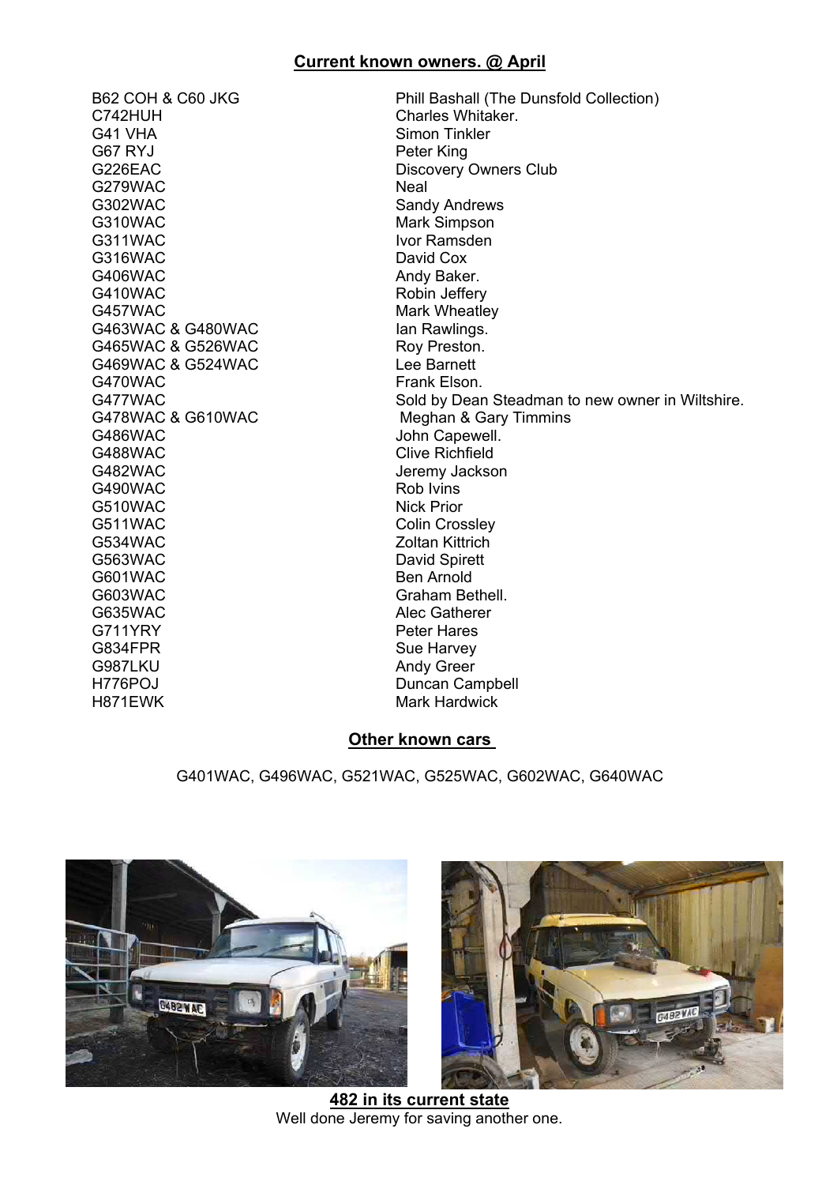## Current known owners. @ April

| | |
|---|---|
| B62 COH & C60 JKG | Phill Bashall (The Dunsfold Collection) |
| C742HUH | Charles Whitaker. |
| G41 VHA | Simon Tinkler |
| G67 RYJ | Peter King |
| G226EAC | Discovery Owners Club |
| G279WAC | Neal |
| G302WAC | Sandy Andrews |
| G310WAC | Mark Simpson |
| G311WAC | Ivor Ramsden |
| G316WAC | David Cox |
| G406WAC | Andy Baker. |
| G410WAC | Robin Jeffery |
| G457WAC | Mark Wheatley |
| G463WAC & G480WAC | Ian Rawlings. |
| G465WAC & G526WAC | Roy Preston. |
| G469WAC & G524WAC | Lee Barnett |
| G470WAC | Frank Elson. |
| G477WAC | Sold by Dean Steadman to new owner in Wiltshire. |
| G478WAC & G610WAC | Meghan & Gary Timmins |
| G486WAC | John Capewell. |
| G488WAC | Clive Richfield |
| G482WAC | Jeremy Jackson |
| G490WAC | Rob Ivins |
| G510WAC | Nick Prior |
| G511WAC | Colin Crossley |
| G534WAC | Zoltan Kittrich |
| G563WAC | David Spirett |
| G601WAC | Ben Arnold |
| G603WAC | Graham Bethell. |
| G635WAC | Alec Gatherer |
| G711YRY | Peter Hares |
| G834FPR | Sue Harvey |
| G987LKU | Andy Greer |
| H776POJ | Duncan Campbell |
| H871EWK | Mark Hardwick |

## Other known cars

G401WAC, G496WAC, G521WAC, G525WAC, G602WAC, G640WAC

**482 in its current state**

Well done Jeremy for saving another one.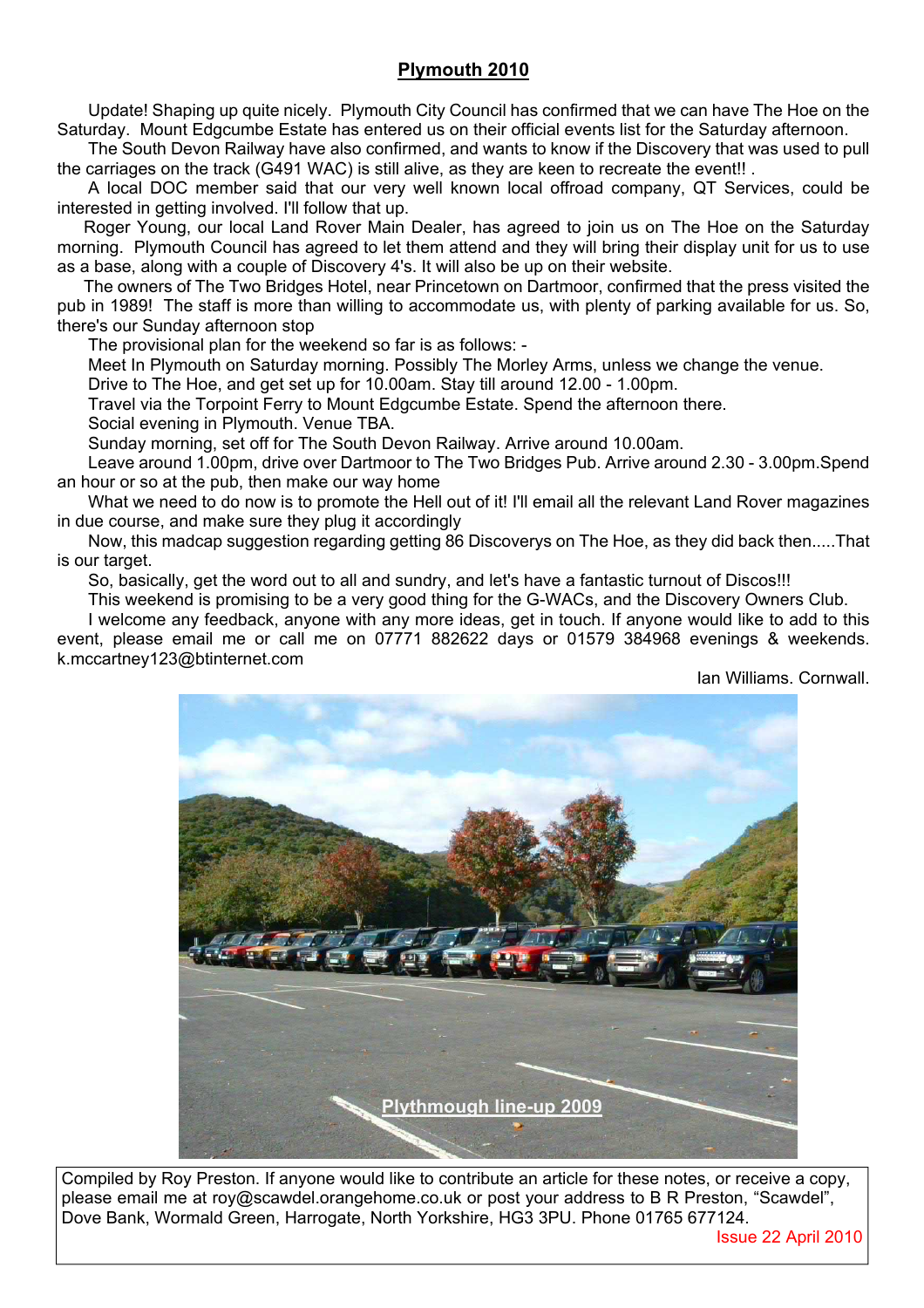## Plymouth 2010

Update! Shaping up quite nicely. Plymouth City Council has confirmed that we can have The Hoe on the Saturday. Mount Edgcumbe Estate has entered us on their official events list for the Saturday afternoon.

The South Devon Railway have also confirmed, and wants to know if the Discovery that was used to pull the carriages on the track (G491 WAC) is still alive, as they are keen to recreate the event!! .

A local DOC member said that our very well known local offroad company, QT Services, could be interested in getting involved. I'll follow that up.

Roger Young, our local Land Rover Main Dealer, has agreed to join us on The Hoe on the Saturday morning. Plymouth Council has agreed to let them attend and they will bring their display unit for us to use as a base, along with a couple of Discovery 4's. It will also be up on their website.

The owners of The Two Bridges Hotel, near Princetown on Dartmoor, confirmed that the press visited the pub in 1989! The staff is more than willing to accommodate us, with plenty of parking available for us. So, there's our Sunday afternoon stop

The provisional plan for the weekend so far is as follows: -

Meet In Plymouth on Saturday morning. Possibly The Morley Arms, unless we change the venue.

Drive to The Hoe, and get set up for 10.00am. Stay till around 12.00 - 1.00pm.

Travel via the Torpoint Ferry to Mount Edgcumbe Estate. Spend the afternoon there.

Social evening in Plymouth. Venue TBA.

Sunday morning, set off for The South Devon Railway. Arrive around 10.00am.

Leave around 1.00pm, drive over Dartmoor to The Two Bridges Pub. Arrive around 2.30 - 3.00pm.Spend an hour or so at the pub, then make our way home

What we need to do now is to promote the Hell out of it! I'll email all the relevant Land Rover magazines in due course, and make sure they plug it accordingly

Now, this madcap suggestion regarding getting 86 Discoverys on The Hoe, as they did back then.....That is our target.

So, basically, get the word out to all and sundry, and let's have a fantastic turnout of Discos!!!

This weekend is promising to be a very good thing for the G-WACs, and the Discovery Owners Club.

I welcome any feedback, anyone with any more ideas, get in touch. If anyone would like to add to this event, please email me or call me on 07771 882622 days or 01579 384968 evenings & weekends. k.mccartney123@btinternet.com

Ian Williams. Cornwall.

**Plythmough line-up 2009**

Compiled by Roy Preston. If anyone would like to contribute an article for these notes, or receive a copy, please email me at roy@scawdel.orangehome.co.uk or post your address to B R Preston, "Scawdel", Dove Bank, Wormald Green, Harrogate, North Yorkshire, HG3 3PU. Phone 01765 677124.

Issue 22 April 2010